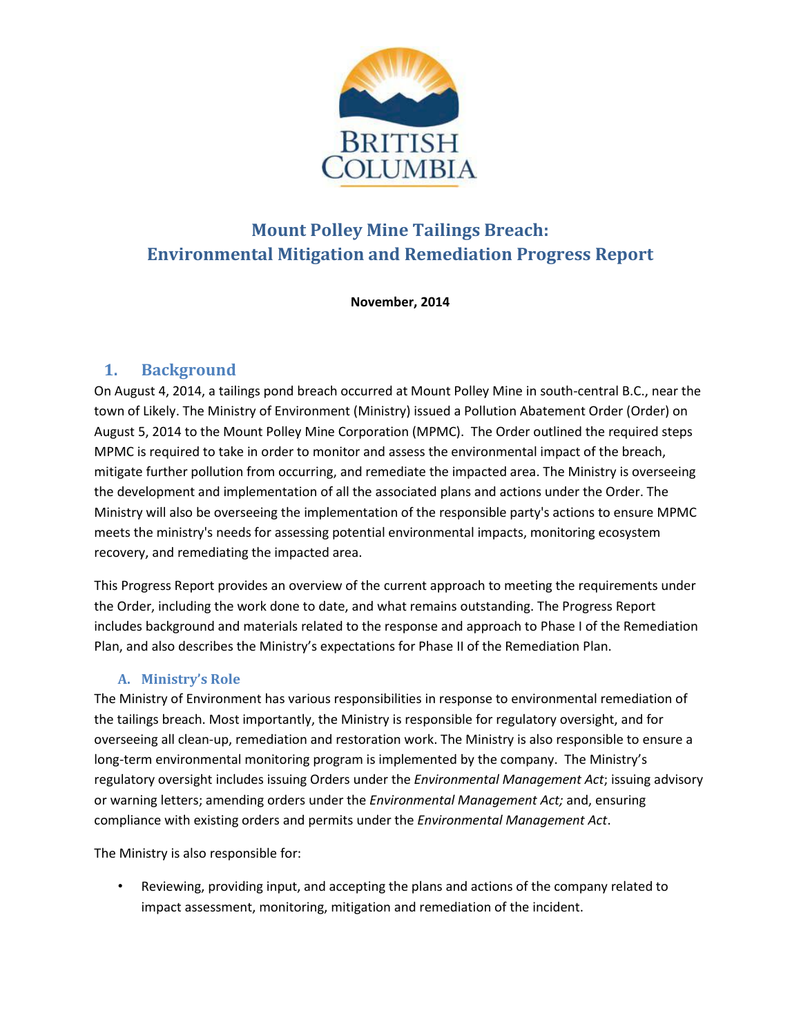BRITISH COLUMBIA

# Mount Polley Mine Tailings Breach: Environmental Mitigation and Remediation Progress Report

**November, 2014**

## 1. Background

On August 4, 2014, a tailings pond breach occurred at Mount Polley Mine in south-central B.C., near the town of Likely. The Ministry of Environment (Ministry) issued a Pollution Abatement Order (Order) on August 5, 2014 to the Mount Polley Mine Corporation (MPMC). The Order outlined the required steps MPMC is required to take in order to monitor and assess the environmental impact of the breach, mitigate further pollution from occurring, and remediate the impacted area. The Ministry is overseeing the development and implementation of all the associated plans and actions under the Order. The Ministry will also be overseeing the implementation of the responsible party's actions to ensure MPMC meets the ministry's needs for assessing potential environmental impacts, monitoring ecosystem recovery, and remediating the impacted area.

This Progress Report provides an overview of the current approach to meeting the requirements under the Order, including the work done to date, and what remains outstanding. The Progress Report includes background and materials related to the response and approach to Phase I of the Remediation Plan, and also describes the Ministry's expectations for Phase II of the Remediation Plan.

### A. Ministry's Role

The Ministry of Environment has various responsibilities in response to environmental remediation of the tailings breach. Most importantly, the Ministry is responsible for regulatory oversight, and for overseeing all clean-up, remediation and restoration work. The Ministry is also responsible to ensure a long-term environmental monitoring program is implemented by the company. The Ministry's regulatory oversight includes issuing Orders under the *Environmental Management Act*; issuing advisory or warning letters; amending orders under the *Environmental Management Act;* and, ensuring compliance with existing orders and permits under the *Environmental Management Act*.

The Ministry is also responsible for:

- Reviewing, providing input, and accepting the plans and actions of the company related to impact assessment, monitoring, mitigation and remediation of the incident.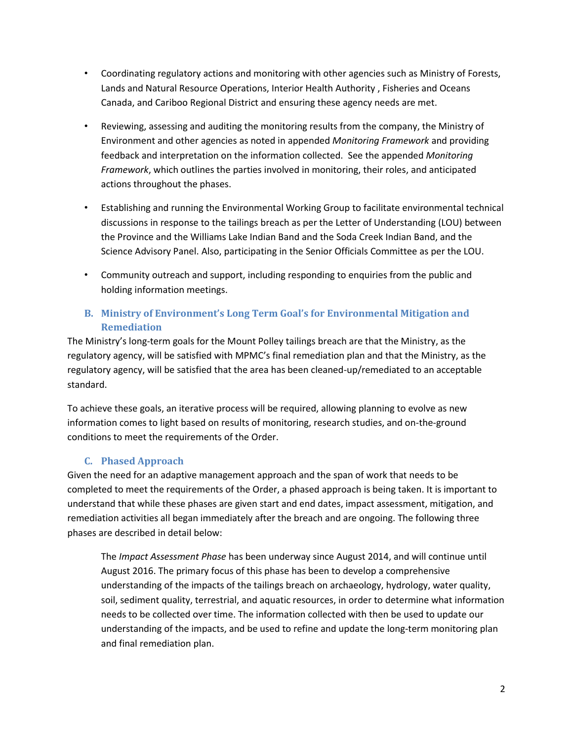- Coordinating regulatory actions and monitoring with other agencies such as Ministry of Forests, Lands and Natural Resource Operations, Interior Health Authority , Fisheries and Oceans Canada, and Cariboo Regional District and ensuring these agency needs are met.

- Reviewing, assessing and auditing the monitoring results from the company, the Ministry of Environment and other agencies as noted in appended *Monitoring Framework* and providing feedback and interpretation on the information collected. See the appended *Monitoring Framework*, which outlines the parties involved in monitoring, their roles, and anticipated actions throughout the phases.

- Establishing and running the Environmental Working Group to facilitate environmental technical discussions in response to the tailings breach as per the Letter of Understanding (LOU) between the Province and the Williams Lake Indian Band and the Soda Creek Indian Band, and the Science Advisory Panel. Also, participating in the Senior Officials Committee as per the LOU.

- Community outreach and support, including responding to enquiries from the public and holding information meetings.

### B. Ministry of Environment's Long Term Goal's for Environmental Mitigation and Remediation

The Ministry's long-term goals for the Mount Polley tailings breach are that the Ministry, as the regulatory agency, will be satisfied with MPMC's final remediation plan and that the Ministry, as the regulatory agency, will be satisfied that the area has been cleaned-up/remediated to an acceptable standard.

To achieve these goals, an iterative process will be required, allowing planning to evolve as new information comes to light based on results of monitoring, research studies, and on-the-ground conditions to meet the requirements of the Order.

### C. Phased Approach

Given the need for an adaptive management approach and the span of work that needs to be completed to meet the requirements of the Order, a phased approach is being taken. It is important to understand that while these phases are given start and end dates, impact assessment, mitigation, and remediation activities all began immediately after the breach and are ongoing. The following three phases are described in detail below:

> The *Impact Assessment Phase* has been underway since August 2014, and will continue until August 2016. The primary focus of this phase has been to develop a comprehensive understanding of the impacts of the tailings breach on archaeology, hydrology, water quality, soil, sediment quality, terrestrial, and aquatic resources, in order to determine what information needs to be collected over time. The information collected with then be used to update our understanding of the impacts, and be used to refine and update the long-term monitoring plan and final remediation plan.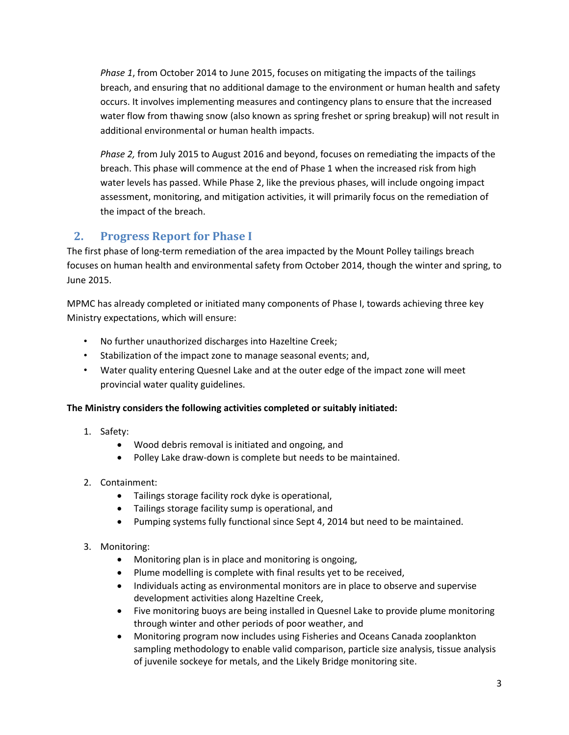*Phase 1*, from October 2014 to June 2015, focuses on mitigating the impacts of the tailings breach, and ensuring that no additional damage to the environment or human health and safety occurs. It involves implementing measures and contingency plans to ensure that the increased water flow from thawing snow (also known as spring freshet or spring breakup) will not result in additional environmental or human health impacts.

*Phase 2,* from July 2015 to August 2016 and beyond, focuses on remediating the impacts of the breach. This phase will commence at the end of Phase 1 when the increased risk from high water levels has passed. While Phase 2, like the previous phases, will include ongoing impact assessment, monitoring, and mitigation activities, it will primarily focus on the remediation of the impact of the breach.

## 2. Progress Report for Phase I

The first phase of long-term remediation of the area impacted by the Mount Polley tailings breach focuses on human health and environmental safety from October 2014, though the winter and spring, to June 2015.

MPMC has already completed or initiated many components of Phase I, towards achieving three key Ministry expectations, which will ensure:

- No further unauthorized discharges into Hazeltine Creek;
- Stabilization of the impact zone to manage seasonal events; and,
- Water quality entering Quesnel Lake and at the outer edge of the impact zone will meet provincial water quality guidelines.

**The Ministry considers the following activities completed or suitably initiated:**

1. Safety:
    - Wood debris removal is initiated and ongoing, and
    - Polley Lake draw-down is complete but needs to be maintained.
2. Containment:
    - Tailings storage facility rock dyke is operational,
    - Tailings storage facility sump is operational, and
    - Pumping systems fully functional since Sept 4, 2014 but need to be maintained.
3. Monitoring:
    - Monitoring plan is in place and monitoring is ongoing,
    - Plume modelling is complete with final results yet to be received,
    - Individuals acting as environmental monitors are in place to observe and supervise development activities along Hazeltine Creek,
    - Five monitoring buoys are being installed in Quesnel Lake to provide plume monitoring through winter and other periods of poor weather, and
    - Monitoring program now includes using Fisheries and Oceans Canada zooplankton sampling methodology to enable valid comparison, particle size analysis, tissue analysis of juvenile sockeye for metals, and the Likely Bridge monitoring site.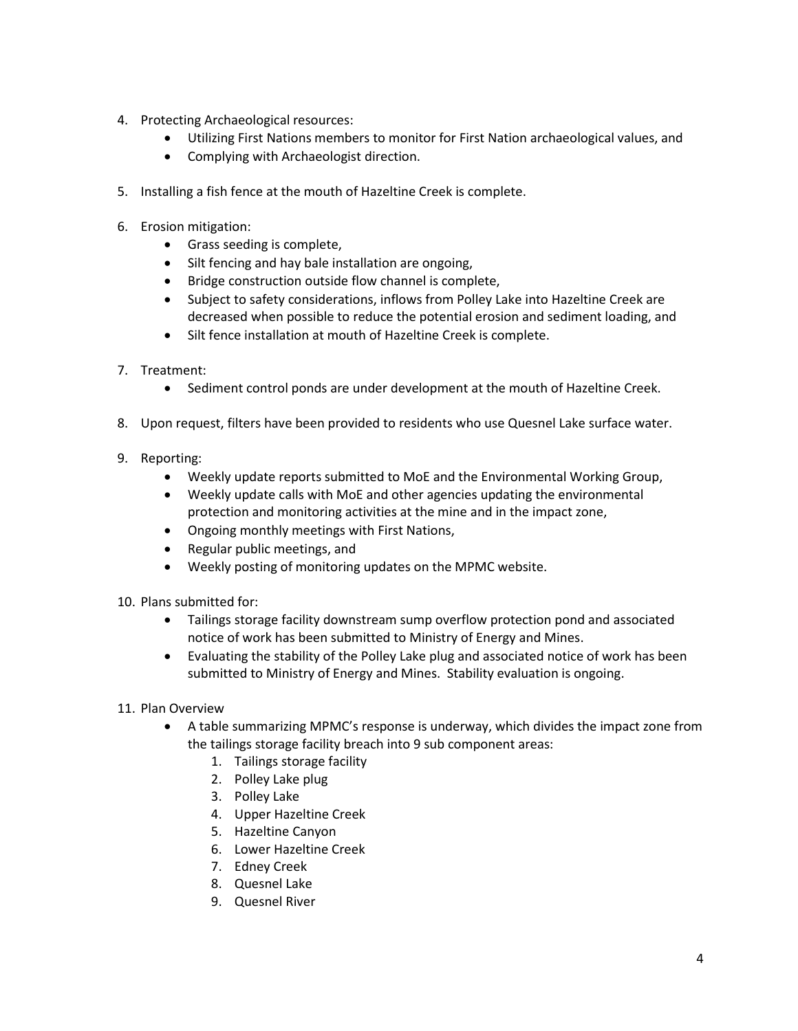4. Protecting Archaeological resources:
    - Utilizing First Nations members to monitor for First Nation archaeological values, and
    - Complying with Archaeologist direction.

5. Installing a fish fence at the mouth of Hazeltine Creek is complete.

6. Erosion mitigation:
    - Grass seeding is complete,
    - Silt fencing and hay bale installation are ongoing,
    - Bridge construction outside flow channel is complete,
    - Subject to safety considerations, inflows from Polley Lake into Hazeltine Creek are decreased when possible to reduce the potential erosion and sediment loading, and
    - Silt fence installation at mouth of Hazeltine Creek is complete.

7. Treatment:
    - Sediment control ponds are under development at the mouth of Hazeltine Creek.

8. Upon request, filters have been provided to residents who use Quesnel Lake surface water.

9. Reporting:
    - Weekly update reports submitted to MoE and the Environmental Working Group,
    - Weekly update calls with MoE and other agencies updating the environmental protection and monitoring activities at the mine and in the impact zone,
    - Ongoing monthly meetings with First Nations,
    - Regular public meetings, and
    - Weekly posting of monitoring updates on the MPMC website.

10. Plans submitted for:
    - Tailings storage facility downstream sump overflow protection pond and associated notice of work has been submitted to Ministry of Energy and Mines.
    - Evaluating the stability of the Polley Lake plug and associated notice of work has been submitted to Ministry of Energy and Mines. Stability evaluation is ongoing.

11. Plan Overview
    - A table summarizing MPMC's response is underway, which divides the impact zone from the tailings storage facility breach into 9 sub component areas:
        1. Tailings storage facility
        2. Polley Lake plug
        3. Polley Lake
        4. Upper Hazeltine Creek
        5. Hazeltine Canyon
        6. Lower Hazeltine Creek
        7. Edney Creek
        8. Quesnel Lake
        9. Quesnel River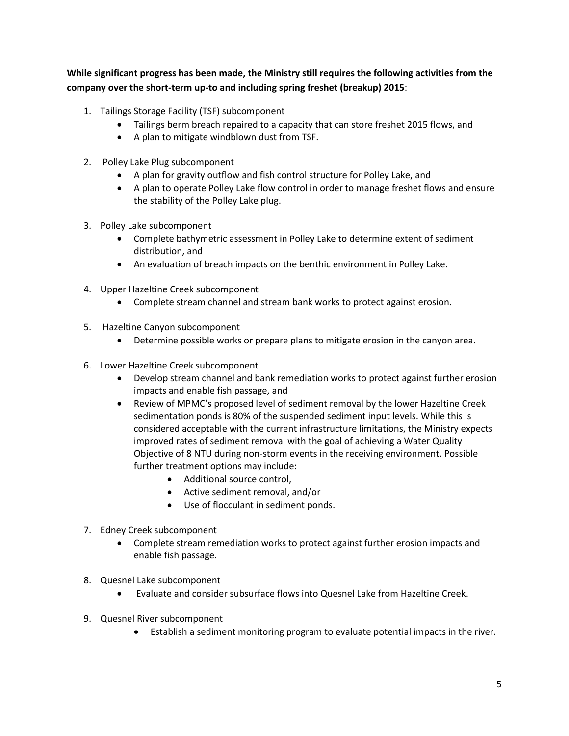**While significant progress has been made, the Ministry still requires the following activities from the company over the short-term up-to and including spring freshet (breakup) 2015**:

1. Tailings Storage Facility (TSF) subcomponent
   - Tailings berm breach repaired to a capacity that can store freshet 2015 flows, and
   - A plan to mitigate windblown dust from TSF.

2. Polley Lake Plug subcomponent
   - A plan for gravity outflow and fish control structure for Polley Lake, and
   - A plan to operate Polley Lake flow control in order to manage freshet flows and ensure the stability of the Polley Lake plug.

3. Polley Lake subcomponent
   - Complete bathymetric assessment in Polley Lake to determine extent of sediment distribution, and
   - An evaluation of breach impacts on the benthic environment in Polley Lake.

4. Upper Hazeltine Creek subcomponent
   - Complete stream channel and stream bank works to protect against erosion.

5. Hazeltine Canyon subcomponent
   - Determine possible works or prepare plans to mitigate erosion in the canyon area.

6. Lower Hazeltine Creek subcomponent
   - Develop stream channel and bank remediation works to protect against further erosion impacts and enable fish passage, and
   - Review of MPMC's proposed level of sediment removal by the lower Hazeltine Creek sedimentation ponds is 80% of the suspended sediment input levels. While this is considered acceptable with the current infrastructure limitations, the Ministry expects improved rates of sediment removal with the goal of achieving a Water Quality Objective of 8 NTU during non-storm events in the receiving environment. Possible further treatment options may include:
     - Additional source control,
     - Active sediment removal, and/or
     - Use of flocculant in sediment ponds.

7. Edney Creek subcomponent
   - Complete stream remediation works to protect against further erosion impacts and enable fish passage.

8. Quesnel Lake subcomponent
   - Evaluate and consider subsurface flows into Quesnel Lake from Hazeltine Creek.

9. Quesnel River subcomponent
   - Establish a sediment monitoring program to evaluate potential impacts in the river.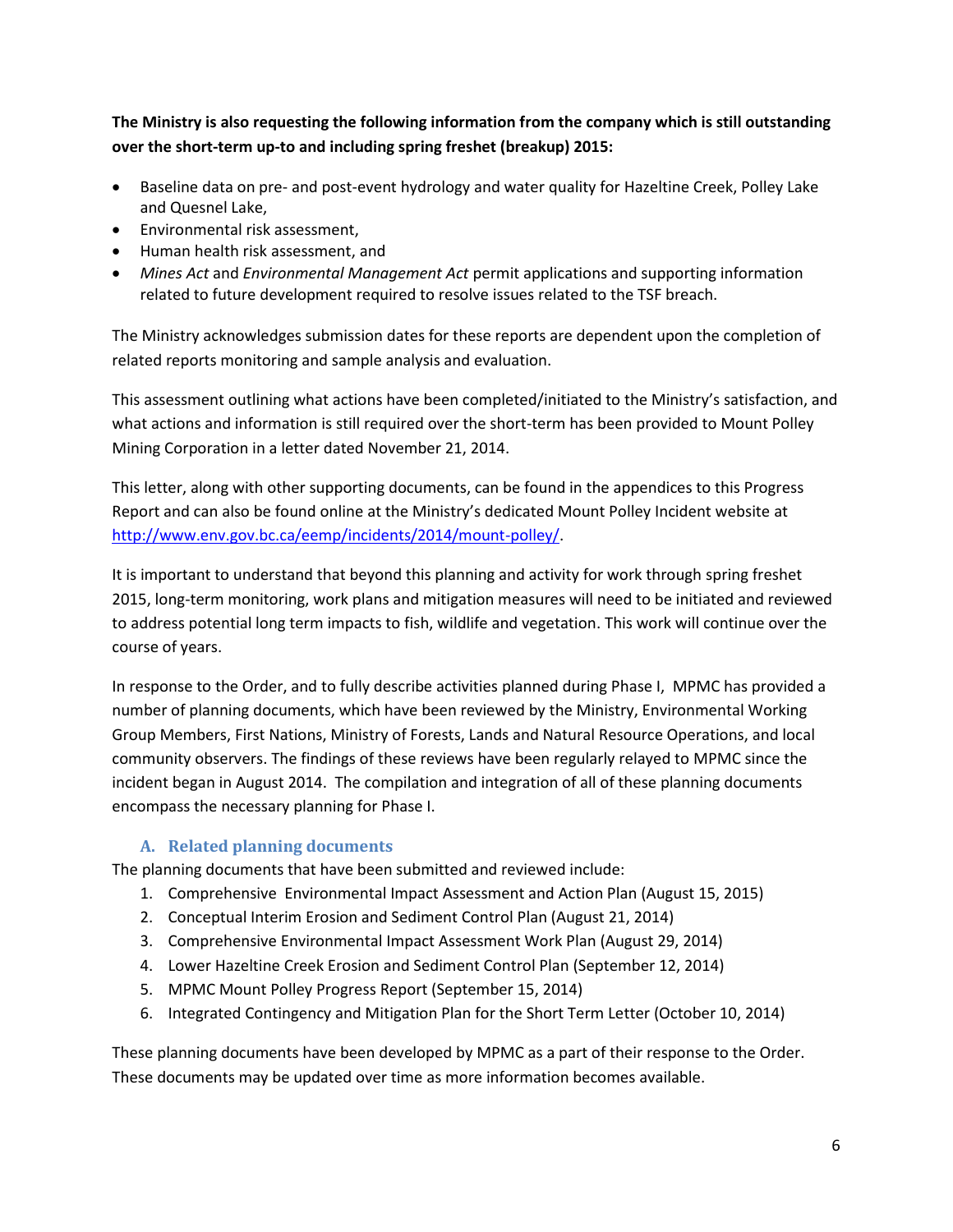**The Ministry is also requesting the following information from the company which is still outstanding over the short-term up-to and including spring freshet (breakup) 2015:**

- Baseline data on pre- and post-event hydrology and water quality for Hazeltine Creek, Polley Lake and Quesnel Lake,
- Environmental risk assessment,
- Human health risk assessment, and
- *Mines Act* and *Environmental Management Act* permit applications and supporting information related to future development required to resolve issues related to the TSF breach.

The Ministry acknowledges submission dates for these reports are dependent upon the completion of related reports monitoring and sample analysis and evaluation.

This assessment outlining what actions have been completed/initiated to the Ministry's satisfaction, and what actions and information is still required over the short-term has been provided to Mount Polley Mining Corporation in a letter dated November 21, 2014.

This letter, along with other supporting documents, can be found in the appendices to this Progress Report and can also be found online at the Ministry's dedicated Mount Polley Incident website at http://www.env.gov.bc.ca/eemp/incidents/2014/mount-polley/.

It is important to understand that beyond this planning and activity for work through spring freshet 2015, long-term monitoring, work plans and mitigation measures will need to be initiated and reviewed to address potential long term impacts to fish, wildlife and vegetation. This work will continue over the course of years.

In response to the Order, and to fully describe activities planned during Phase I, MPMC has provided a number of planning documents, which have been reviewed by the Ministry, Environmental Working Group Members, First Nations, Ministry of Forests, Lands and Natural Resource Operations, and local community observers. The findings of these reviews have been regularly relayed to MPMC since the incident began in August 2014. The compilation and integration of all of these planning documents encompass the necessary planning for Phase I.

### A. Related planning documents

The planning documents that have been submitted and reviewed include:

1. Comprehensive Environmental Impact Assessment and Action Plan (August 15, 2015)
2. Conceptual Interim Erosion and Sediment Control Plan (August 21, 2014)
3. Comprehensive Environmental Impact Assessment Work Plan (August 29, 2014)
4. Lower Hazeltine Creek Erosion and Sediment Control Plan (September 12, 2014)
5. MPMC Mount Polley Progress Report (September 15, 2014)
6. Integrated Contingency and Mitigation Plan for the Short Term Letter (October 10, 2014)

These planning documents have been developed by MPMC as a part of their response to the Order. These documents may be updated over time as more information becomes available.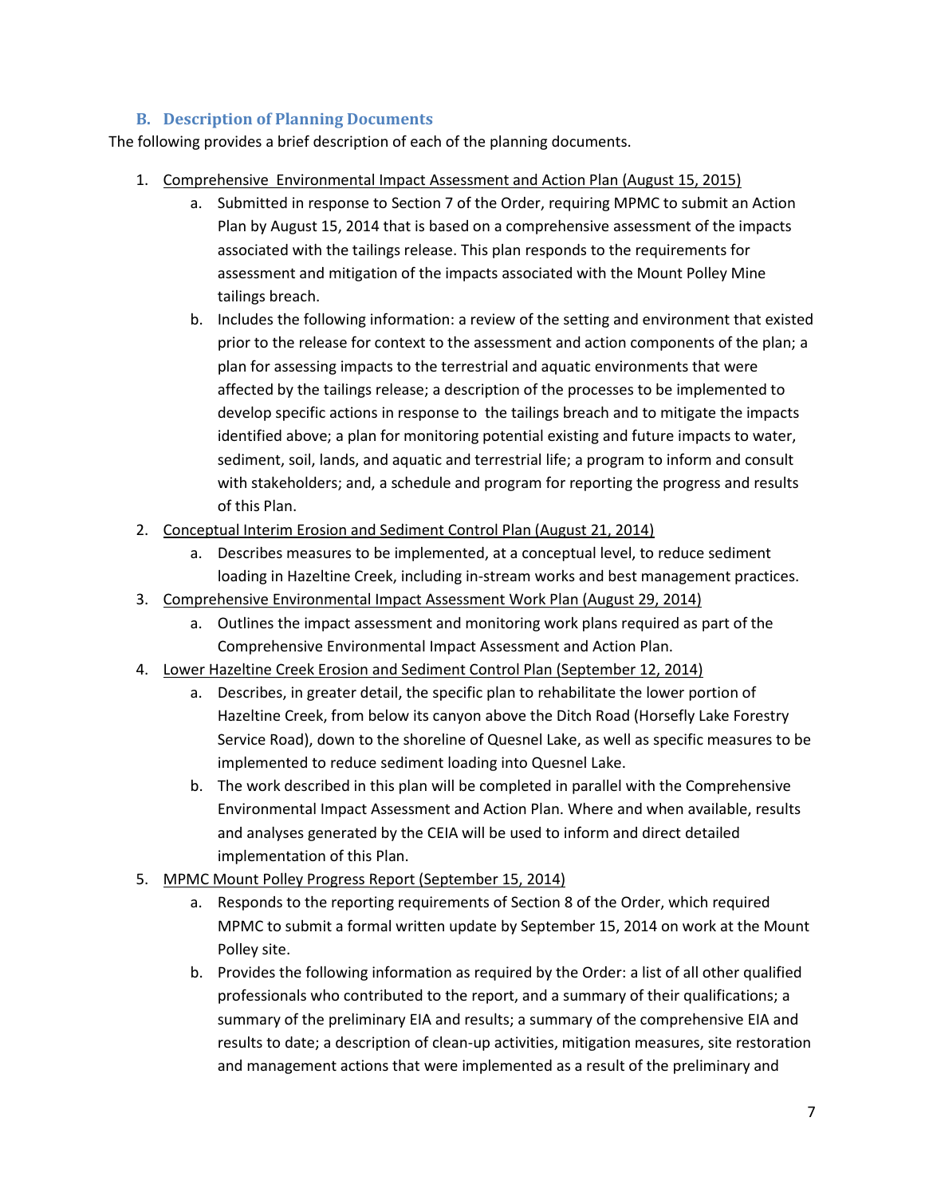### B. Description of Planning Documents

The following provides a brief description of each of the planning documents.

1. Comprehensive Environmental Impact Assessment and Action Plan (August 15, 2015)
   a. Submitted in response to Section 7 of the Order, requiring MPMC to submit an Action Plan by August 15, 2014 that is based on a comprehensive assessment of the impacts associated with the tailings release. This plan responds to the requirements for assessment and mitigation of the impacts associated with the Mount Polley Mine tailings breach.
   b. Includes the following information: a review of the setting and environment that existed prior to the release for context to the assessment and action components of the plan; a plan for assessing impacts to the terrestrial and aquatic environments that were affected by the tailings release; a description of the processes to be implemented to develop specific actions in response to the tailings breach and to mitigate the impacts identified above; a plan for monitoring potential existing and future impacts to water, sediment, soil, lands, and aquatic and terrestrial life; a program to inform and consult with stakeholders; and, a schedule and program for reporting the progress and results of this Plan.
2. Conceptual Interim Erosion and Sediment Control Plan (August 21, 2014)
   a. Describes measures to be implemented, at a conceptual level, to reduce sediment loading in Hazeltine Creek, including in-stream works and best management practices.
3. Comprehensive Environmental Impact Assessment Work Plan (August 29, 2014)
   a. Outlines the impact assessment and monitoring work plans required as part of the Comprehensive Environmental Impact Assessment and Action Plan.
4. Lower Hazeltine Creek Erosion and Sediment Control Plan (September 12, 2014)
   a. Describes, in greater detail, the specific plan to rehabilitate the lower portion of Hazeltine Creek, from below its canyon above the Ditch Road (Horsefly Lake Forestry Service Road), down to the shoreline of Quesnel Lake, as well as specific measures to be implemented to reduce sediment loading into Quesnel Lake.
   b. The work described in this plan will be completed in parallel with the Comprehensive Environmental Impact Assessment and Action Plan. Where and when available, results and analyses generated by the CEIA will be used to inform and direct detailed implementation of this Plan.
5. MPMC Mount Polley Progress Report (September 15, 2014)
   a. Responds to the reporting requirements of Section 8 of the Order, which required MPMC to submit a formal written update by September 15, 2014 on work at the Mount Polley site.
   b. Provides the following information as required by the Order: a list of all other qualified professionals who contributed to the report, and a summary of their qualifications; a summary of the preliminary EIA and results; a summary of the comprehensive EIA and results to date; a description of clean-up activities, mitigation measures, site restoration and management actions that were implemented as a result of the preliminary and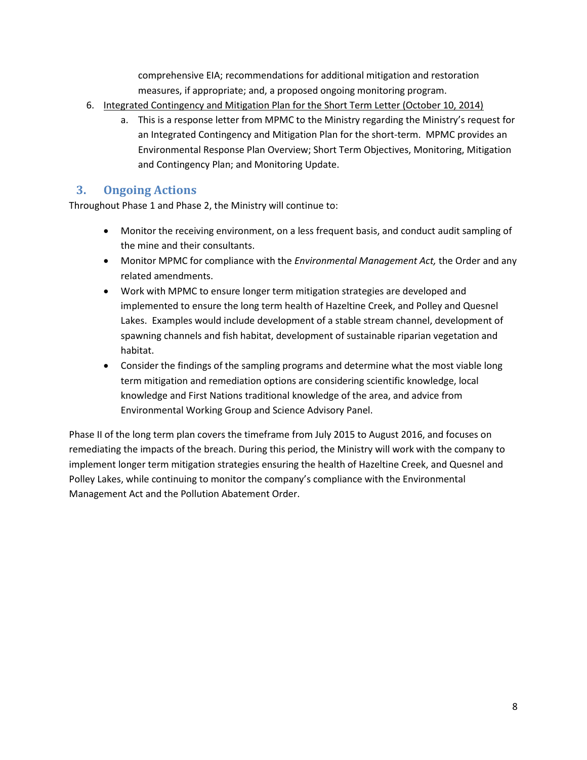comprehensive EIA; recommendations for additional mitigation and restoration measures, if appropriate; and, a proposed ongoing monitoring program.

6. Integrated Contingency and Mitigation Plan for the Short Term Letter (October 10, 2014)
    a. This is a response letter from MPMC to the Ministry regarding the Ministry's request for an Integrated Contingency and Mitigation Plan for the short-term. MPMC provides an Environmental Response Plan Overview; Short Term Objectives, Monitoring, Mitigation and Contingency Plan; and Monitoring Update.

## 3. Ongoing Actions

Throughout Phase 1 and Phase 2, the Ministry will continue to:

- Monitor the receiving environment, on a less frequent basis, and conduct audit sampling of the mine and their consultants.
- Monitor MPMC for compliance with the *Environmental Management Act,* the Order and any related amendments.
- Work with MPMC to ensure longer term mitigation strategies are developed and implemented to ensure the long term health of Hazeltine Creek, and Polley and Quesnel Lakes. Examples would include development of a stable stream channel, development of spawning channels and fish habitat, development of sustainable riparian vegetation and habitat.
- Consider the findings of the sampling programs and determine what the most viable long term mitigation and remediation options are considering scientific knowledge, local knowledge and First Nations traditional knowledge of the area, and advice from Environmental Working Group and Science Advisory Panel.

Phase II of the long term plan covers the timeframe from July 2015 to August 2016, and focuses on remediating the impacts of the breach. During this period, the Ministry will work with the company to implement longer term mitigation strategies ensuring the health of Hazeltine Creek, and Quesnel and Polley Lakes, while continuing to monitor the company's compliance with the Environmental Management Act and the Pollution Abatement Order.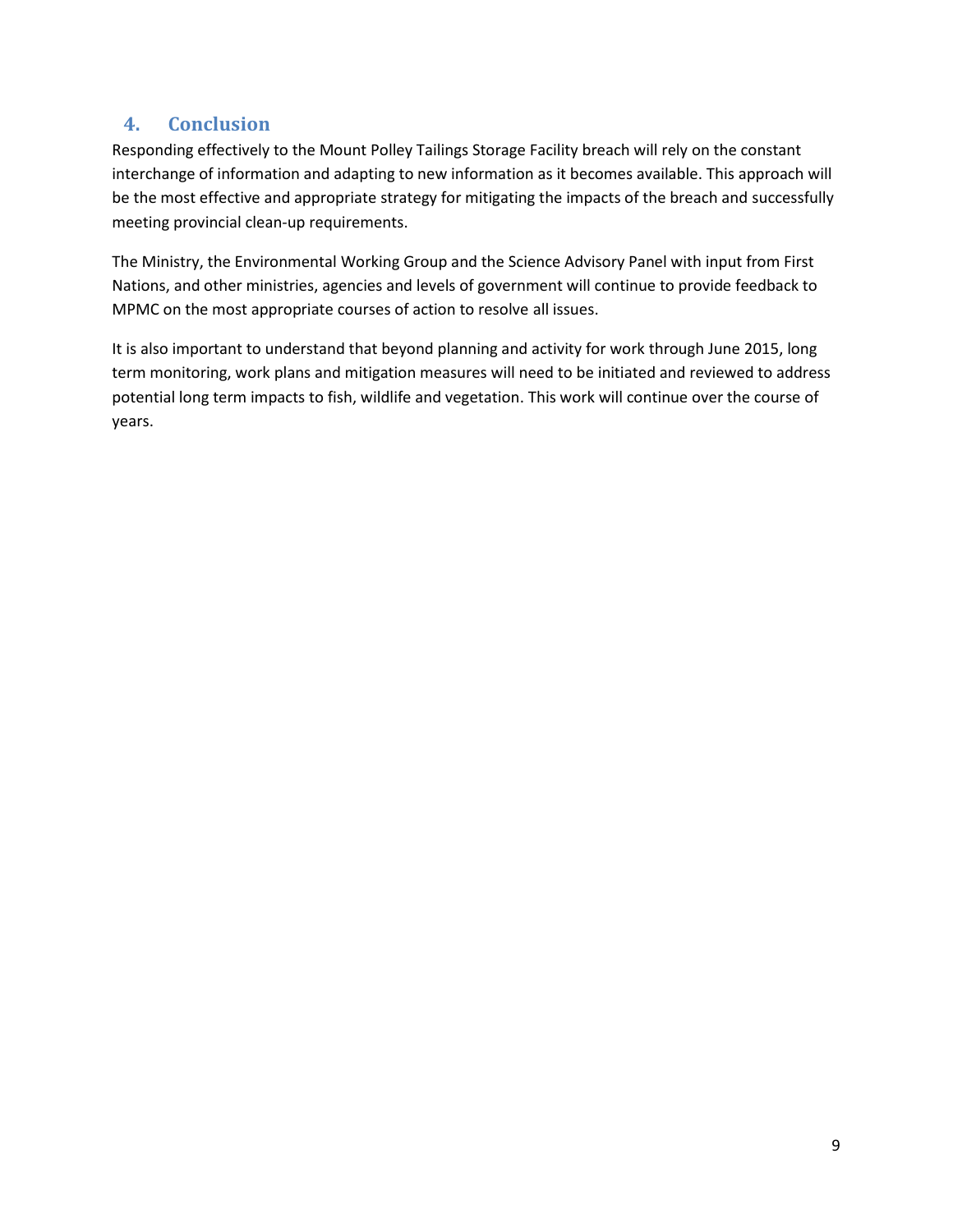## 4. Conclusion

Responding effectively to the Mount Polley Tailings Storage Facility breach will rely on the constant interchange of information and adapting to new information as it becomes available. This approach will be the most effective and appropriate strategy for mitigating the impacts of the breach and successfully meeting provincial clean-up requirements.

The Ministry, the Environmental Working Group and the Science Advisory Panel with input from First Nations, and other ministries, agencies and levels of government will continue to provide feedback to MPMC on the most appropriate courses of action to resolve all issues.

It is also important to understand that beyond planning and activity for work through June 2015, long term monitoring, work plans and mitigation measures will need to be initiated and reviewed to address potential long term impacts to fish, wildlife and vegetation. This work will continue over the course of years.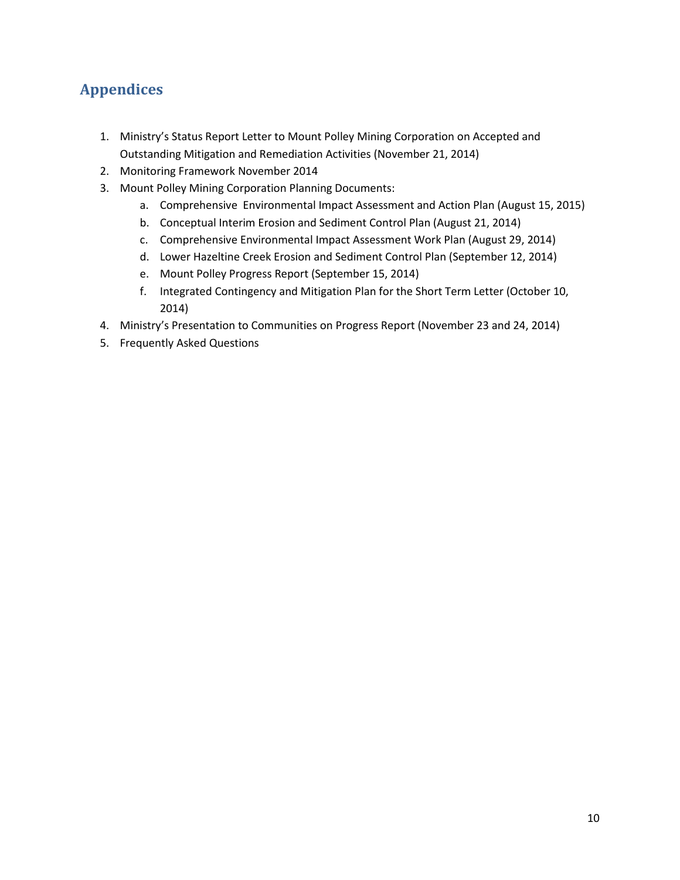## Appendices

1. Ministry's Status Report Letter to Mount Polley Mining Corporation on Accepted and Outstanding Mitigation and Remediation Activities (November 21, 2014)
2. Monitoring Framework November 2014
3. Mount Polley Mining Corporation Planning Documents:
    a. Comprehensive Environmental Impact Assessment and Action Plan (August 15, 2015)
    b. Conceptual Interim Erosion and Sediment Control Plan (August 21, 2014)
    c. Comprehensive Environmental Impact Assessment Work Plan (August 29, 2014)
    d. Lower Hazeltine Creek Erosion and Sediment Control Plan (September 12, 2014)
    e. Mount Polley Progress Report (September 15, 2014)
    f. Integrated Contingency and Mitigation Plan for the Short Term Letter (October 10, 2014)
4. Ministry's Presentation to Communities on Progress Report (November 23 and 24, 2014)
5. Frequently Asked Questions